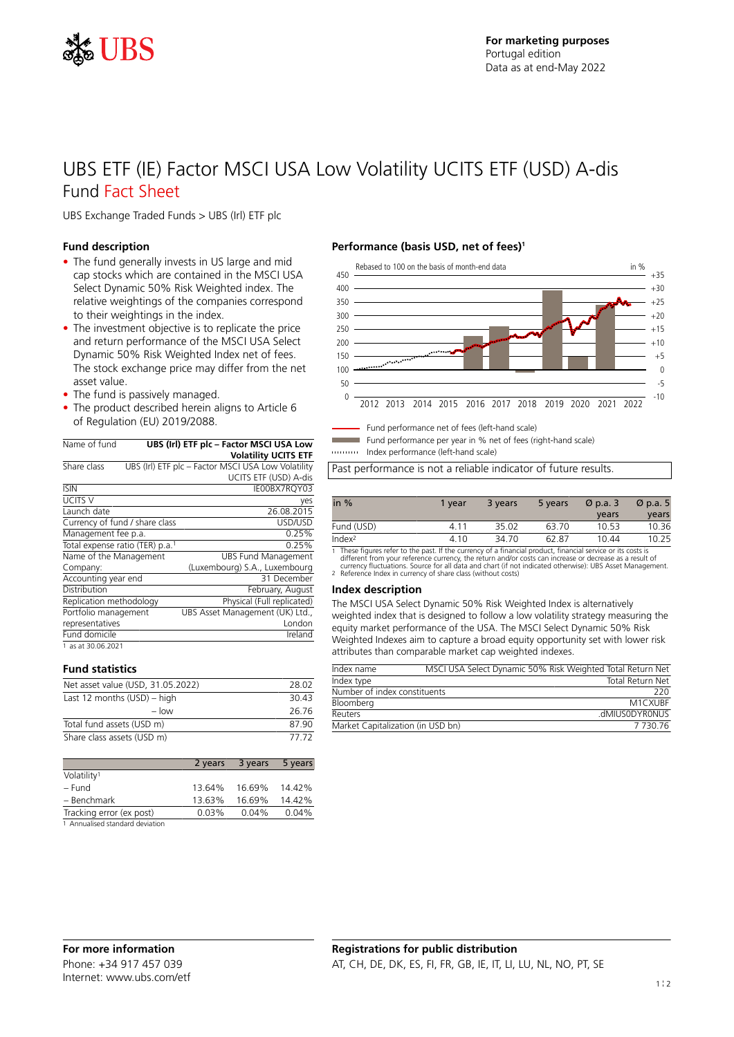For marketing purposes
Portugal edition
Data as at end-May 2022

# UBS ETF (IE) Factor MSCI USA Low Volatility UCITS ETF (USD) A-dis

## Fund Fact Sheet

UBS Exchange Traded Funds > UBS (Irl) ETF plc

### Fund description

- The fund generally invests in US large and mid cap stocks which are contained in the MSCI USA Select Dynamic 50% Risk Weighted index. The relative weightings of the companies correspond to their weightings in the index.
- The investment objective is to replicate the price and return performance of the MSCI USA Select Dynamic 50% Risk Weighted Index net of fees. The stock exchange price may differ from the net asset value.
- The fund is passively managed.
- The product described herein aligns to Article 6 of Regulation (EU) 2019/2088.

| Name of fund | **UBS (Irl) ETF plc – Factor MSCI USA Low Volatility UCITS ETF** |
|---|---|
| Share class | UBS (Irl) ETF plc – Factor MSCI USA Low Volatility UCITS ETF (USD) A-dis |
| ISIN | IE00BX7RQY03 |
| UCITS V | yes |
| Launch date | 26.08.2015 |
| Currency of fund / share class | USD/USD |
| Management fee p.a. | 0.25% |
| Total expense ratio (TER) p.a.[1] | 0.25% |
| Name of the Management Company: | UBS Fund Management (Luxembourg) S.A., Luxembourg |
| Accounting year end | 31 December |
| Distribution | February, August |
| Replication methodology | Physical (Full replicated) |
| Portfolio management representatives | UBS Asset Management (UK) Ltd., London |
| Fund domicile | Ireland |

1 as at 30.06.2021

### Fund statistics

| | |
|---|---|
| Net asset value (USD, 31.05.2022) | 28.02 |
| Last 12 months (USD) – high | 30.43 |
| – low | 26.76 |
| Total fund assets (USD m) | 87.90 |
| Share class assets (USD m) | 77.72 |

| | 2 years | 3 years | 5 years |
|---|---|---|---|
| Volatility[1] | | | |
| – Fund | 13.64% | 16.69% | 14.42% |
| – Benchmark | 13.63% | 16.69% | 14.42% |
| Tracking error (ex post) | 0.03% | 0.04% | 0.04% |

1 Annualised standard deviation

### Performance (basis USD, net of fees)[1]

Rebased to 100 on the basis of month-end data

Fund performance net of fees (left-hand scale)
Fund performance per year in % net of fees (right-hand scale)
Index performance (left-hand scale)

Past performance is not a reliable indicator of future results.

| in % | 1 year | 3 years | 5 years | Ø p.a. 3 years | Ø p.a. 5 years |
|---|---|---|---|---|---|
| Fund (USD) | 4.11 | 35.02 | 63.70 | 10.53 | 10.36 |
| Index[2] | 4.10 | 34.70 | 62.87 | 10.44 | 10.25 |

1 These figures refer to the past. If the currency of a financial product, financial service or its costs is different from your reference currency, the return and/or costs can increase or decrease as a result of currency fluctuations. Source for all data and chart (if not indicated otherwise): UBS Asset Management.
2 Reference Index in currency of share class (without costs)

### Index description

The MSCI USA Select Dynamic 50% Risk Weighted Index is alternatively weighted index that is designed to follow a low volatility strategy measuring the equity market performance of the USA. The MSCI Select Dynamic 50% Risk Weighted Indexes aim to capture a broad equity opportunity set with lower risk attributes than comparable market cap weighted indexes.

| Index name | MSCI USA Select Dynamic 50% Risk Weighted Total Return Net |
|---|---|
| Index type | Total Return Net |
| Number of index constituents | 220 |
| Bloomberg | M1CXUBF |
| Reuters | .dMIUS0DYR0NUS |
| Market Capitalization (in USD bn) | 7 730.76 |

### For more information

Phone: +34 917 457 039
Internet: www.ubs.com/etf

### Registrations for public distribution

AT, CH, DE, DK, ES, FI, FR, GB, IE, IT, LI, LU, NL, NO, PT, SE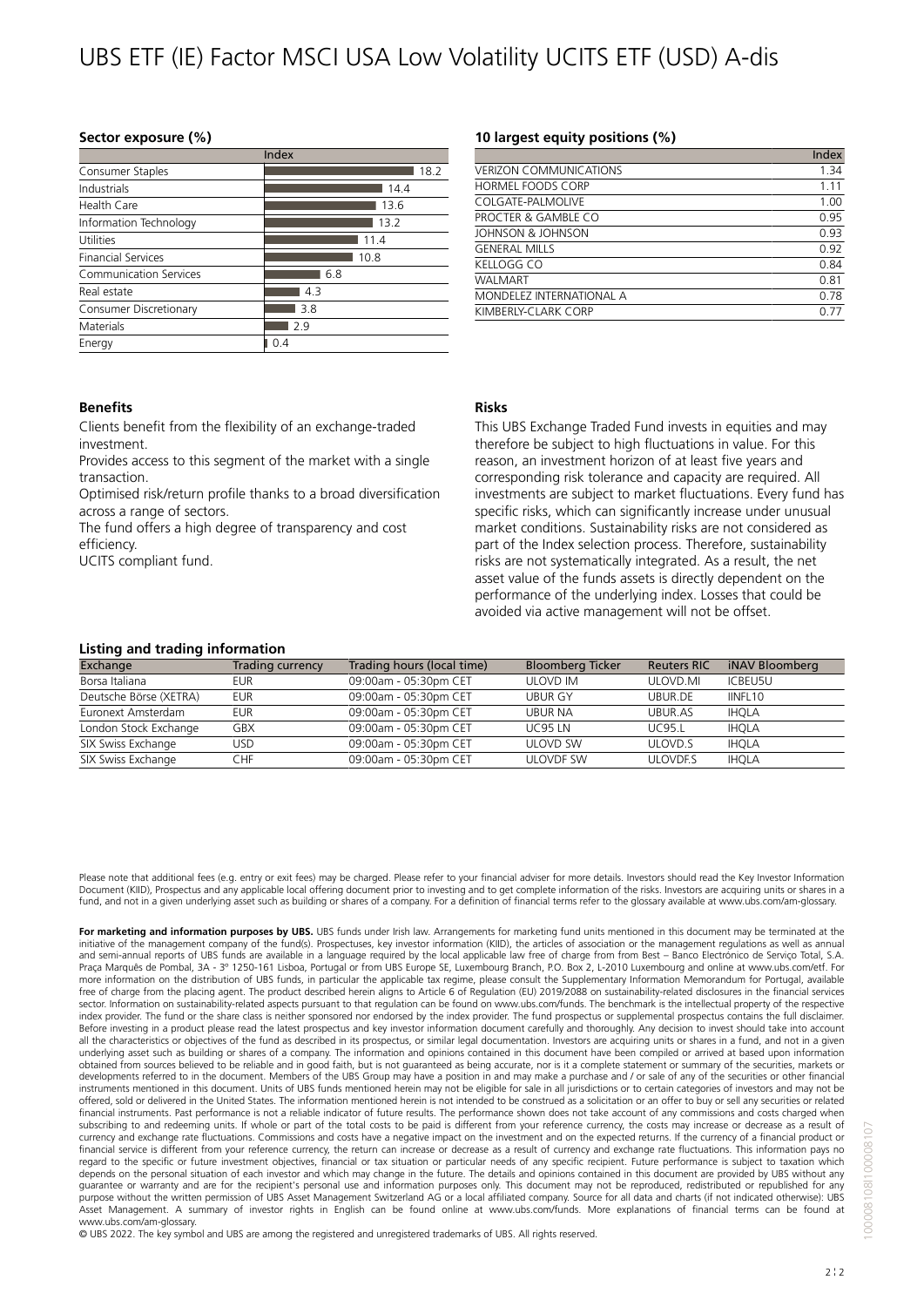# UBS ETF (IE) Factor MSCI USA Low Volatility UCITS ETF (USD) A-dis

### Sector exposure (%)

Index

Consumer Staples 18.2

Industrials 14.4

Health Care 13.6

Information Technology 13.2

Utilities 11.4

Financial Services 10.8

Communication Services 6.8

Real estate 4.3

Consumer Discretionary 3.8

Materials 2.9

Energy 0.4

### 10 largest equity positions (%)

| | Index |
|---|---|
| VERIZON COMMUNICATIONS | 1.34 |
| HORMEL FOODS CORP | 1.11 |
| COLGATE-PALMOLIVE | 1.00 |
| PROCTER & GAMBLE CO | 0.95 |
| JOHNSON & JOHNSON | 0.93 |
| GENERAL MILLS | 0.92 |
| KELLOGG CO | 0.84 |
| WALMART | 0.81 |
| MONDELEZ INTERNATIONAL A | 0.78 |
| KIMBERLY-CLARK CORP | 0.77 |

### Benefits

Clients benefit from the flexibility of an exchange-traded investment.

Provides access to this segment of the market with a single transaction.

Optimised risk/return profile thanks to a broad diversification across a range of sectors.

The fund offers a high degree of transparency and cost efficiency.

UCITS compliant fund.

### Risks

This UBS Exchange Traded Fund invests in equities and may therefore be subject to high fluctuations in value. For this reason, an investment horizon of at least five years and corresponding risk tolerance and capacity are required. All investments are subject to market fluctuations. Every fund has specific risks, which can significantly increase under unusual market conditions. Sustainability risks are not considered as part of the Index selection process. Therefore, sustainability risks are not systematically integrated. As a result, the net asset value of the funds assets is directly dependent on the performance of the underlying index. Losses that could be avoided via active management will not be offset.

### Listing and trading information

| Exchange | Trading currency | Trading hours (local time) | Bloomberg Ticker | Reuters RIC | iNAV Bloomberg |
|---|---|---|---|---|---|
| Borsa Italiana | EUR | 09:00am - 05:30pm CET | ULOVD IM | ULOVD.MI | ICBEU5U |
| Deutsche Börse (XETRA) | EUR | 09:00am - 05:30pm CET | UBUR GY | UBUR.DE | IINFL10 |
| Euronext Amsterdam | EUR | 09:00am - 05:30pm CET | UBUR NA | UBUR.AS | IHQLA |
| London Stock Exchange | GBX | 09:00am - 05:30pm CET | UC95 LN | UC95.L | IHQLA |
| SIX Swiss Exchange | USD | 09:00am - 05:30pm CET | ULOVD SW | ULOVD.S | IHQLA |
| SIX Swiss Exchange | CHF | 09:00am - 05:30pm CET | ULOVDF SW | ULOVDF.S | IHQLA |

Please note that additional fees (e.g. entry or exit fees) may be charged. Please refer to your financial adviser for more details. Investors should read the Key Investor Information Document (KIID), Prospectus and any applicable local offering document prior to investing and to get complete information of the risks. Investors are acquiring units or shares in a fund, and not in a given underlying asset such as building or shares of a company. For a definition of financial terms refer to the glossary available at www.ubs.com/am-glossary.

**For marketing and information purposes by UBS.** UBS funds under Irish law. Arrangements for marketing fund units mentioned in this document may be terminated at the initiative of the management company of the fund(s). Prospectuses, key investor information (KIID), the articles of association or the management regulations as well as annual and semi-annual reports of UBS funds are available in a language required by the local applicable law free of charge from from Best – Banco Electrónico de Serviço Total, S.A. Praça Marquês de Pombal, 3A - 3º 1250-161 Lisboa, Portugal or from UBS Europe SE, Luxembourg Branch, P.O. Box 2, L-2010 Luxembourg and online at www.ubs.com/etf. For more information on the distribution of UBS funds, in particular the applicable tax regime, please consult the Supplementary Information Memorandum for Portugal, available free of charge from the placing agent. The product described herein aligns to Article 6 of Regulation (EU) 2019/2088 on sustainability-related disclosures in the financial services sector. Information on sustainability-related aspects pursuant to that regulation can be found on www.ubs.com/funds. The benchmark is the intellectual property of the respective index provider. The fund or the share class is neither sponsored nor endorsed by the index provider. The fund prospectus or supplemental prospectus contains the full disclaimer. Before investing in a product please read the latest prospectus and key investor information document carefully and thoroughly. Any decision to invest should take into account all the characteristics or objectives of the fund as described in its prospectus, or similar legal documentation. Investors are acquiring units or shares in a fund, and not in a given underlying asset such as building or shares of a company. The information and opinions contained in this document have been compiled or arrived at based upon information obtained from sources believed to be reliable and in good faith, but is not guaranteed as being accurate, nor is it a complete statement or summary of the securities, markets or developments referred to in the document. Members of the UBS Group may have a position in and may make a purchase and / or sale of any of the securities or other financial instruments mentioned in this document. Units of UBS funds mentioned herein may not be eligible for sale in all jurisdictions or to certain categories of investors and may not be offered, sold or delivered in the United States. The information mentioned herein is not intended to be construed as a solicitation or an offer to buy or sell any securities or related financial instruments. Past performance is not a reliable indicator of future results. The performance shown does not take account of any commissions and costs charged when subscribing to and redeeming units. If whole or part of the total costs to be paid is different from your reference currency, the costs may increase or decrease as a result of currency and exchange rate fluctuations. Commissions and costs have a negative impact on the investment and on the expected returns. If the currency of a financial product or financial service is different from your reference currency, the return can increase or decrease as a result of currency and exchange rate fluctuations. This information pays no regard to the specific or future investment objectives, financial or tax situation or particular needs of any specific recipient. Future performance is subject to taxation which depends on the personal situation of each investor and which may change in the future. The details and opinions contained in this document are provided by UBS without any guarantee or warranty and are for the recipient's personal use and information purposes only. This document may not be reproduced, redistributed or republished for any purpose without the written permission of UBS Asset Management Switzerland AG or a local affiliated company. Source for all data and charts (if not indicated otherwise): UBS Asset Management. A summary of investor rights in English can be found online at www.ubs.com/funds. More explanations of financial terms can be found at www.ubs.com/am-glossary.

© UBS 2022. The key symbol and UBS are among the registered and unregistered trademarks of UBS. All rights reserved.